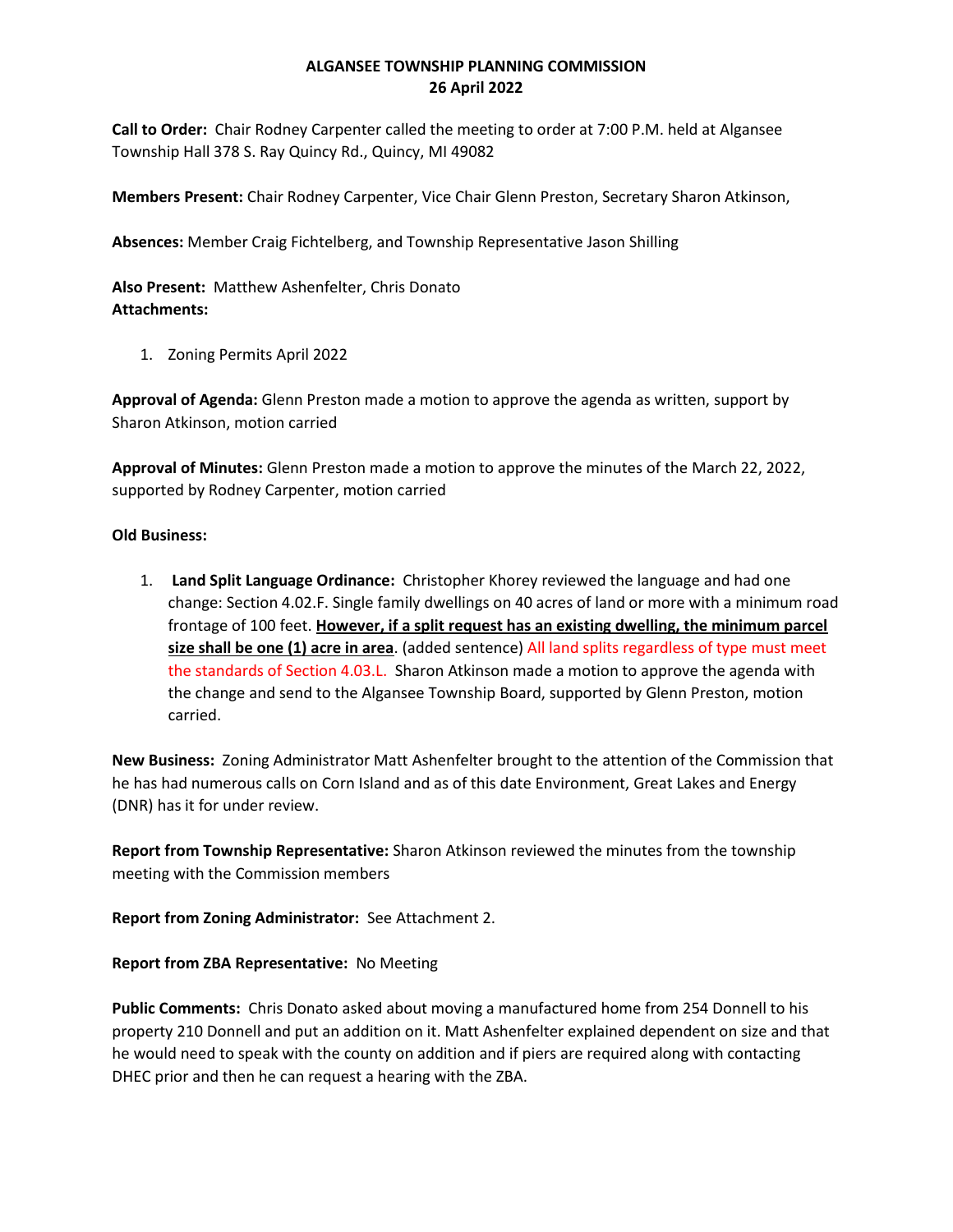# ALGANSEE TOWNSHIP PLANNING COMMISSION
## 26 April 2022

**Call to Order:** Chair Rodney Carpenter called the meeting to order at 7:00 P.M. held at Algansee Township Hall 378 S. Ray Quincy Rd., Quincy, MI 49082

**Members Present:** Chair Rodney Carpenter, Vice Chair Glenn Preston, Secretary Sharon Atkinson,

**Absences:** Member Craig Fichtelberg, and Township Representative Jason Shilling

**Also Present:** Matthew Ashenfelter, Chris Donato
**Attachments:**

1. Zoning Permits April 2022

**Approval of Agenda:** Glenn Preston made a motion to approve the agenda as written, support by Sharon Atkinson, motion carried

**Approval of Minutes:** Glenn Preston made a motion to approve the minutes of the March 22, 2022, supported by Rodney Carpenter, motion carried

**Old Business:**

1. **Land Split Language Ordinance:** Christopher Khorey reviewed the language and had one change: Section 4.02.F. Single family dwellings on 40 acres of land or more with a minimum road frontage of 100 feet. **However, if a split request has an existing dwelling, the minimum parcel size shall be one (1) acre in area**. (added sentence) All land splits regardless of type must meet the standards of Section 4.03.L. Sharon Atkinson made a motion to approve the agenda with the change and send to the Algansee Township Board, supported by Glenn Preston, motion carried.

**New Business:** Zoning Administrator Matt Ashenfelter brought to the attention of the Commission that he has had numerous calls on Corn Island and as of this date Environment, Great Lakes and Energy (DNR) has it for under review.

**Report from Township Representative:** Sharon Atkinson reviewed the minutes from the township meeting with the Commission members

**Report from Zoning Administrator:** See Attachment 2.

**Report from ZBA Representative:** No Meeting

**Public Comments:** Chris Donato asked about moving a manufactured home from 254 Donnell to his property 210 Donnell and put an addition on it. Matt Ashenfelter explained dependent on size and that he would need to speak with the county on addition and if piers are required along with contacting DHEC prior and then he can request a hearing with the ZBA.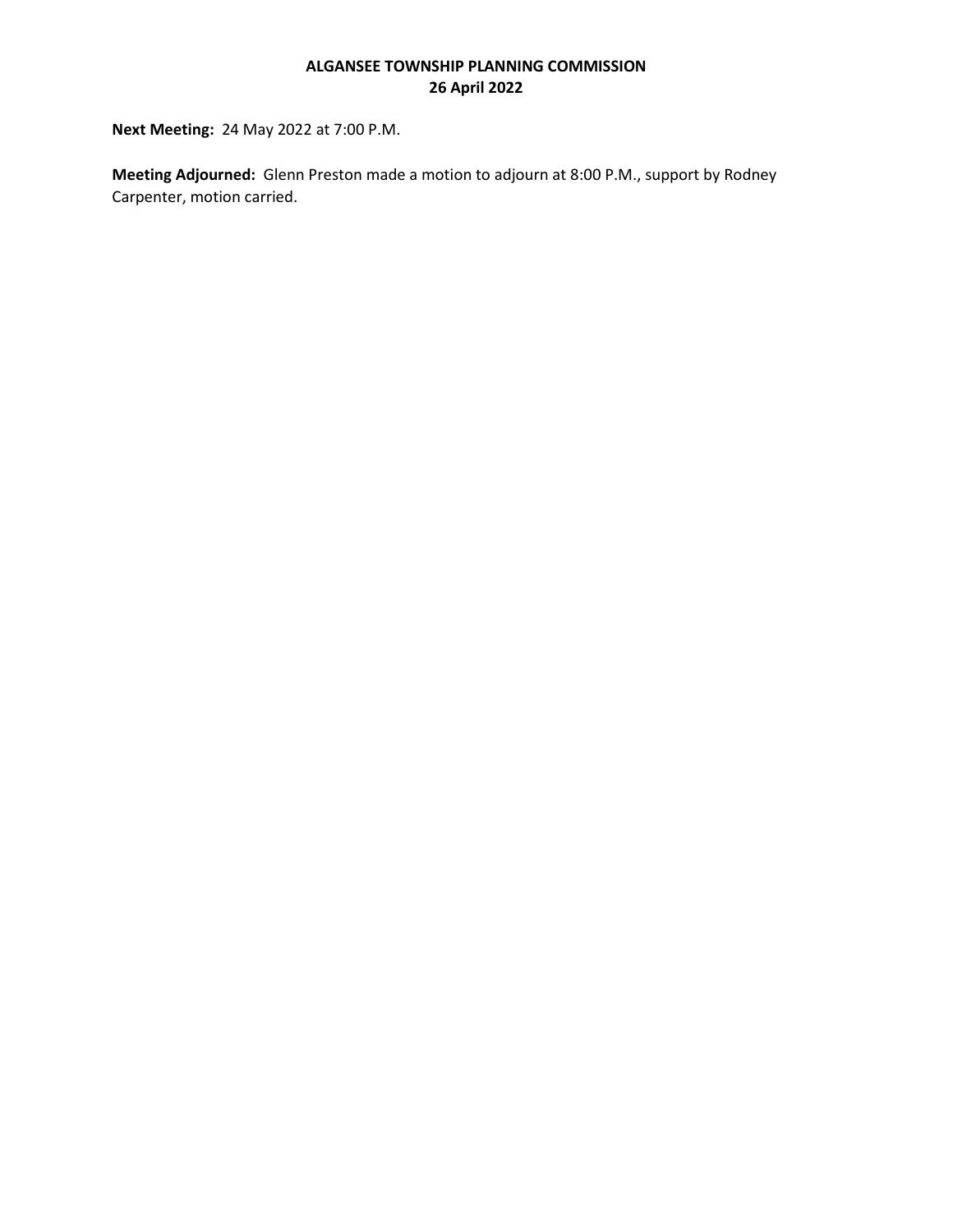**ALGANSEE TOWNSHIP PLANNING COMMISSION**
**26 April 2022**

**Next Meeting:** 24 May 2022 at 7:00 P.M.

**Meeting Adjourned:** Glenn Preston made a motion to adjourn at 8:00 P.M., support by Rodney Carpenter, motion carried.